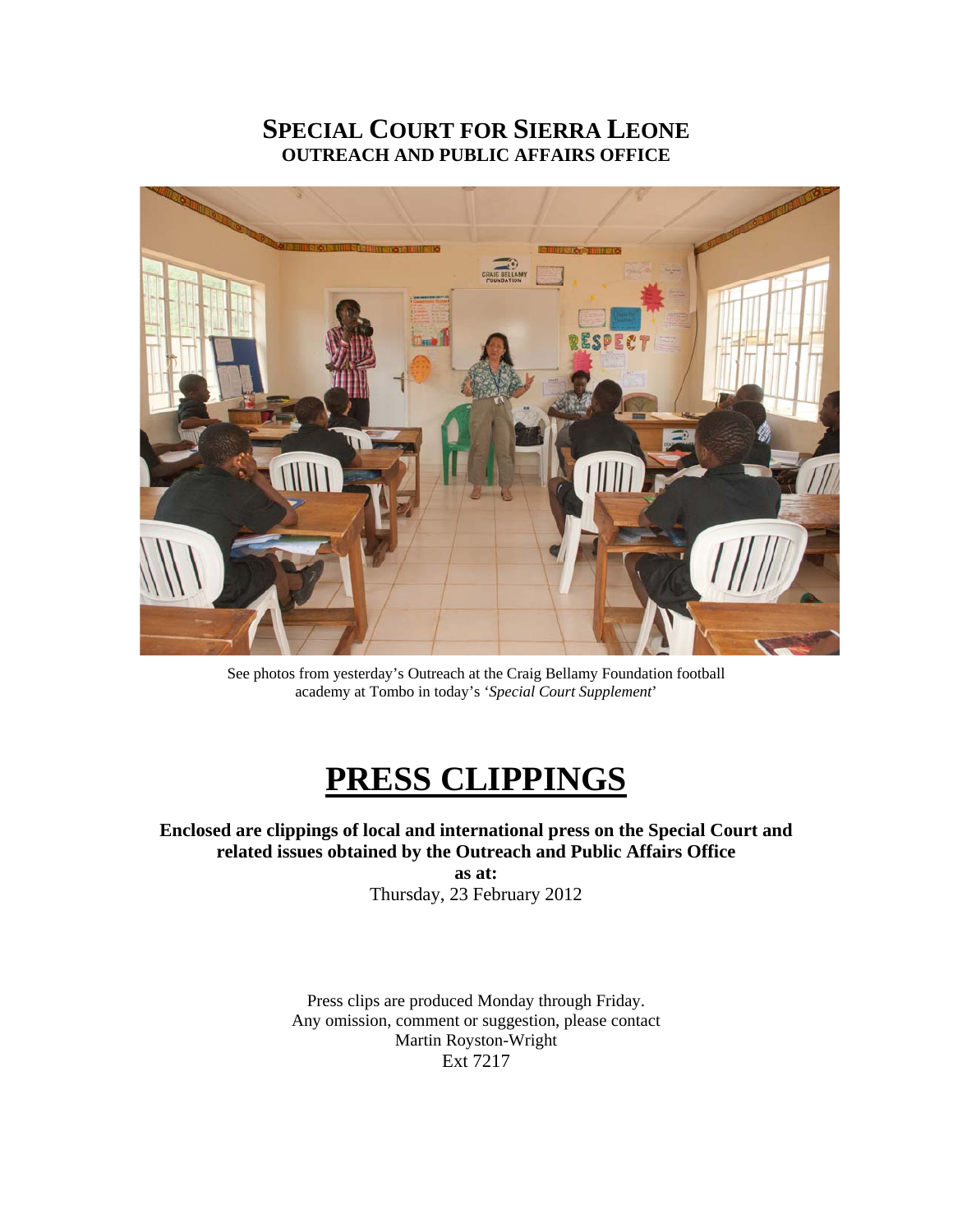# SPECIAL COURT FOR SIERRA LEONE
## OUTREACH AND PUBLIC AFFAIRS OFFICE

See photos from yesterday's Outreach at the Craig Bellamy Foundation football academy at Tombo in today's '*Special Court Supplement*'

# PRESS CLIPPINGS

**Enclosed are clippings of local and international press on the Special Court and related issues obtained by the Outreach and Public Affairs Office**
**as at:**
Thursday, 23 February 2012

Press clips are produced Monday through Friday.
Any omission, comment or suggestion, please contact
Martin Royston-Wright
Ext 7217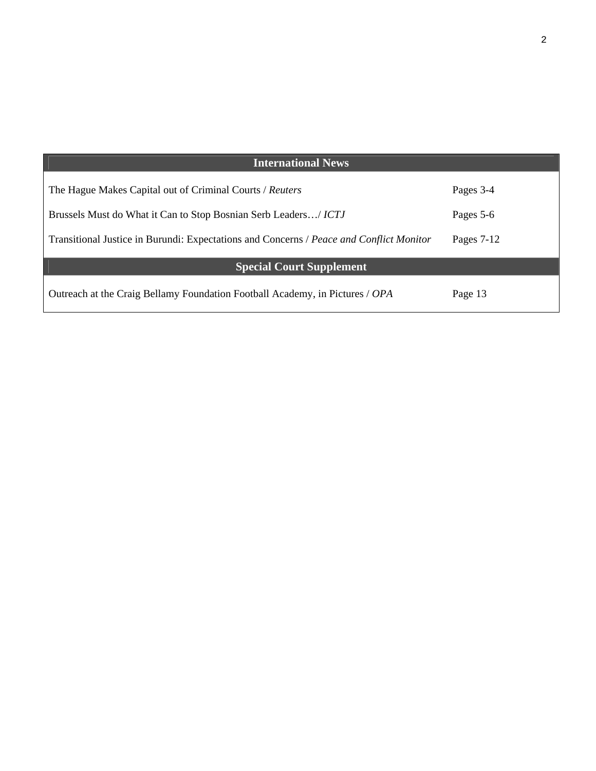| International News | |
|---|---|
| The Hague Makes Capital out of Criminal Courts / *Reuters* | Pages 3-4 |
| Brussels Must do What it Can to Stop Bosnian Serb Leaders…/ *ICTJ* | Pages 5-6 |
| Transitional Justice in Burundi: Expectations and Concerns / *Peace and Conflict Monitor* | Pages 7-12 |
| **Special Court Supplement** | |
| Outreach at the Craig Bellamy Foundation Football Academy, in Pictures / *OPA* | Page 13 |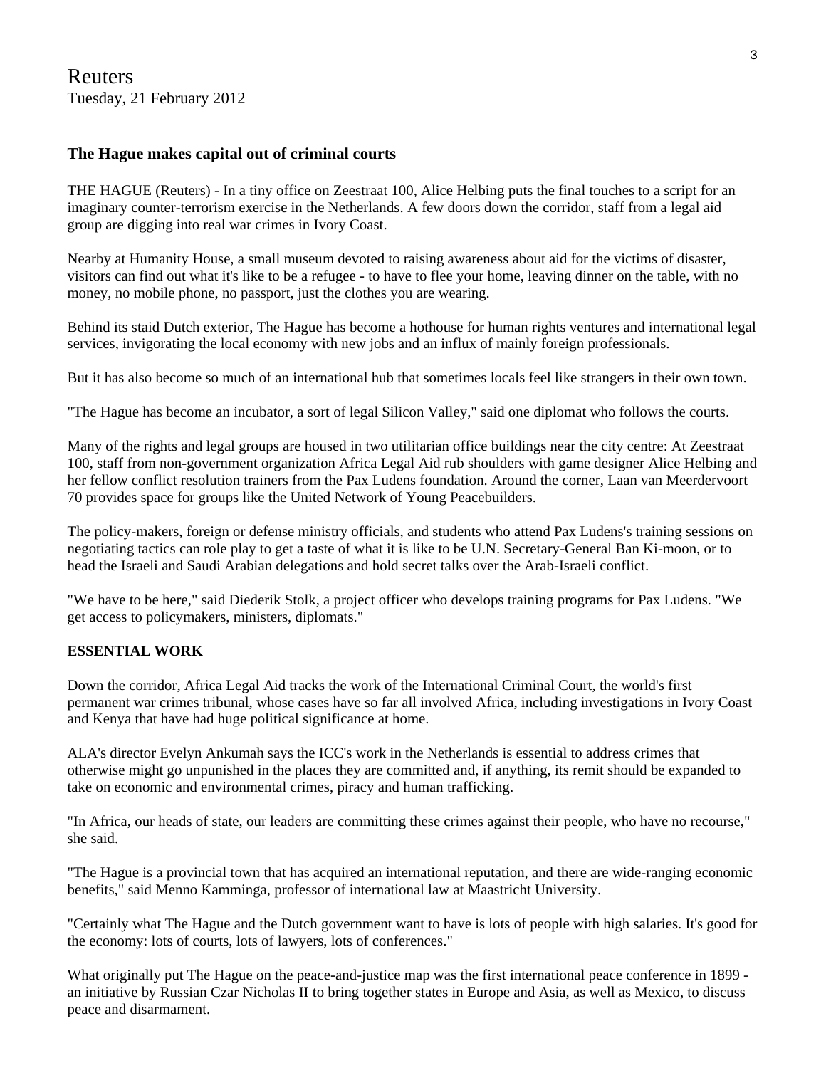Reuters
Tuesday, 21 February 2012

### The Hague makes capital out of criminal courts

THE HAGUE (Reuters) - In a tiny office on Zeestraat 100, Alice Helbing puts the final touches to a script for an imaginary counter-terrorism exercise in the Netherlands. A few doors down the corridor, staff from a legal aid group are digging into real war crimes in Ivory Coast.

Nearby at Humanity House, a small museum devoted to raising awareness about aid for the victims of disaster, visitors can find out what it's like to be a refugee - to have to flee your home, leaving dinner on the table, with no money, no mobile phone, no passport, just the clothes you are wearing.

Behind its staid Dutch exterior, The Hague has become a hothouse for human rights ventures and international legal services, invigorating the local economy with new jobs and an influx of mainly foreign professionals.

But it has also become so much of an international hub that sometimes locals feel like strangers in their own town.

"The Hague has become an incubator, a sort of legal Silicon Valley," said one diplomat who follows the courts.

Many of the rights and legal groups are housed in two utilitarian office buildings near the city centre: At Zeestraat 100, staff from non-government organization Africa Legal Aid rub shoulders with game designer Alice Helbing and her fellow conflict resolution trainers from the Pax Ludens foundation. Around the corner, Laan van Meerdervoort 70 provides space for groups like the United Network of Young Peacebuilders.

The policy-makers, foreign or defense ministry officials, and students who attend Pax Ludens's training sessions on negotiating tactics can role play to get a taste of what it is like to be U.N. Secretary-General Ban Ki-moon, or to head the Israeli and Saudi Arabian delegations and hold secret talks over the Arab-Israeli conflict.

"We have to be here," said Diederik Stolk, a project officer who develops training programs for Pax Ludens. "We get access to policymakers, ministers, diplomats."

**ESSENTIAL WORK**

Down the corridor, Africa Legal Aid tracks the work of the International Criminal Court, the world's first permanent war crimes tribunal, whose cases have so far all involved Africa, including investigations in Ivory Coast and Kenya that have had huge political significance at home.

ALA's director Evelyn Ankumah says the ICC's work in the Netherlands is essential to address crimes that otherwise might go unpunished in the places they are committed and, if anything, its remit should be expanded to take on economic and environmental crimes, piracy and human trafficking.

"In Africa, our heads of state, our leaders are committing these crimes against their people, who have no recourse," she said.

"The Hague is a provincial town that has acquired an international reputation, and there are wide-ranging economic benefits," said Menno Kamminga, professor of international law at Maastricht University.

"Certainly what The Hague and the Dutch government want to have is lots of people with high salaries. It's good for the economy: lots of courts, lots of lawyers, lots of conferences."

What originally put The Hague on the peace-and-justice map was the first international peace conference in 1899 - an initiative by Russian Czar Nicholas II to bring together states in Europe and Asia, as well as Mexico, to discuss peace and disarmament.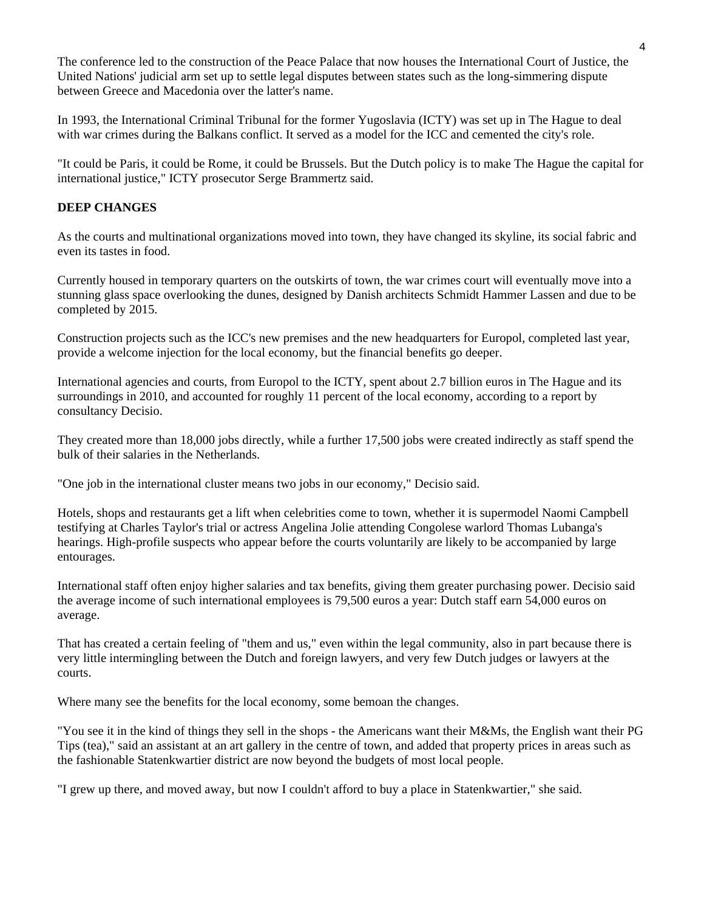The conference led to the construction of the Peace Palace that now houses the International Court of Justice, the United Nations' judicial arm set up to settle legal disputes between states such as the long-simmering dispute between Greece and Macedonia over the latter's name.

In 1993, the International Criminal Tribunal for the former Yugoslavia (ICTY) was set up in The Hague to deal with war crimes during the Balkans conflict. It served as a model for the ICC and cemented the city's role.

"It could be Paris, it could be Rome, it could be Brussels. But the Dutch policy is to make The Hague the capital for international justice," ICTY prosecutor Serge Brammertz said.

**DEEP CHANGES**

As the courts and multinational organizations moved into town, they have changed its skyline, its social fabric and even its tastes in food.

Currently housed in temporary quarters on the outskirts of town, the war crimes court will eventually move into a stunning glass space overlooking the dunes, designed by Danish architects Schmidt Hammer Lassen and due to be completed by 2015.

Construction projects such as the ICC's new premises and the new headquarters for Europol, completed last year, provide a welcome injection for the local economy, but the financial benefits go deeper.

International agencies and courts, from Europol to the ICTY, spent about 2.7 billion euros in The Hague and its surroundings in 2010, and accounted for roughly 11 percent of the local economy, according to a report by consultancy Decisio.

They created more than 18,000 jobs directly, while a further 17,500 jobs were created indirectly as staff spend the bulk of their salaries in the Netherlands.

"One job in the international cluster means two jobs in our economy," Decisio said.

Hotels, shops and restaurants get a lift when celebrities come to town, whether it is supermodel Naomi Campbell testifying at Charles Taylor's trial or actress Angelina Jolie attending Congolese warlord Thomas Lubanga's hearings. High-profile suspects who appear before the courts voluntarily are likely to be accompanied by large entourages.

International staff often enjoy higher salaries and tax benefits, giving them greater purchasing power. Decisio said the average income of such international employees is 79,500 euros a year: Dutch staff earn 54,000 euros on average.

That has created a certain feeling of "them and us," even within the legal community, also in part because there is very little intermingling between the Dutch and foreign lawyers, and very few Dutch judges or lawyers at the courts.

Where many see the benefits for the local economy, some bemoan the changes.

"You see it in the kind of things they sell in the shops - the Americans want their M&Ms, the English want their PG Tips (tea)," said an assistant at an art gallery in the centre of town, and added that property prices in areas such as the fashionable Statenkwartier district are now beyond the budgets of most local people.

"I grew up there, and moved away, but now I couldn't afford to buy a place in Statenkwartier," she said.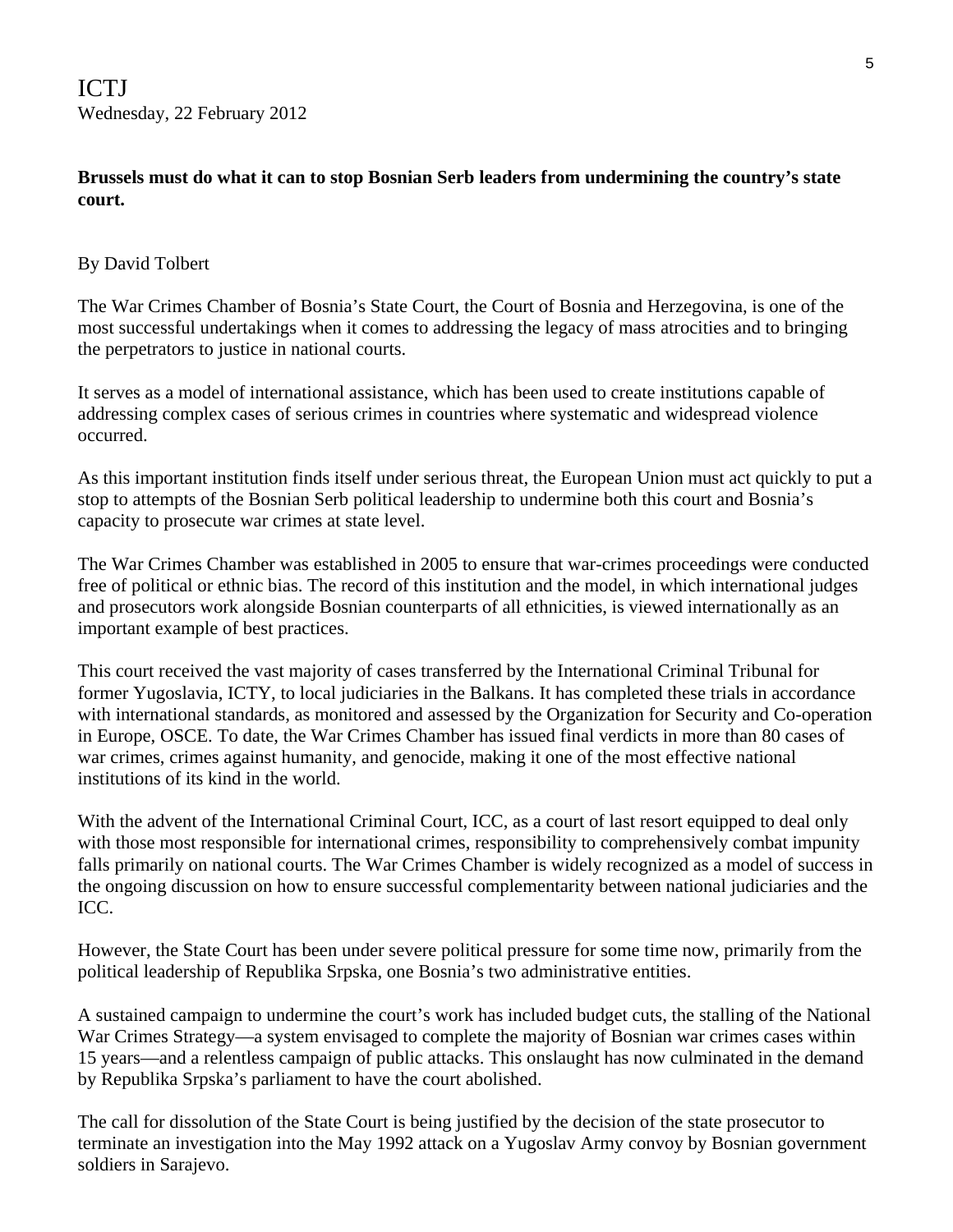ICTJ
Wednesday, 22 February 2012

**Brussels must do what it can to stop Bosnian Serb leaders from undermining the country's state court.**

By David Tolbert

The War Crimes Chamber of Bosnia's State Court, the Court of Bosnia and Herzegovina, is one of the most successful undertakings when it comes to addressing the legacy of mass atrocities and to bringing the perpetrators to justice in national courts.

It serves as a model of international assistance, which has been used to create institutions capable of addressing complex cases of serious crimes in countries where systematic and widespread violence occurred.

As this important institution finds itself under serious threat, the European Union must act quickly to put a stop to attempts of the Bosnian Serb political leadership to undermine both this court and Bosnia's capacity to prosecute war crimes at state level.

The War Crimes Chamber was established in 2005 to ensure that war-crimes proceedings were conducted free of political or ethnic bias. The record of this institution and the model, in which international judges and prosecutors work alongside Bosnian counterparts of all ethnicities, is viewed internationally as an important example of best practices.

This court received the vast majority of cases transferred by the International Criminal Tribunal for former Yugoslavia, ICTY, to local judiciaries in the Balkans. It has completed these trials in accordance with international standards, as monitored and assessed by the Organization for Security and Co-operation in Europe, OSCE. To date, the War Crimes Chamber has issued final verdicts in more than 80 cases of war crimes, crimes against humanity, and genocide, making it one of the most effective national institutions of its kind in the world.

With the advent of the International Criminal Court, ICC, as a court of last resort equipped to deal only with those most responsible for international crimes, responsibility to comprehensively combat impunity falls primarily on national courts. The War Crimes Chamber is widely recognized as a model of success in the ongoing discussion on how to ensure successful complementarity between national judiciaries and the ICC.

However, the State Court has been under severe political pressure for some time now, primarily from the political leadership of Republika Srpska, one Bosnia's two administrative entities.

A sustained campaign to undermine the court's work has included budget cuts, the stalling of the National War Crimes Strategy—a system envisaged to complete the majority of Bosnian war crimes cases within 15 years—and a relentless campaign of public attacks. This onslaught has now culminated in the demand by Republika Srpska's parliament to have the court abolished.

The call for dissolution of the State Court is being justified by the decision of the state prosecutor to terminate an investigation into the May 1992 attack on a Yugoslav Army convoy by Bosnian government soldiers in Sarajevo.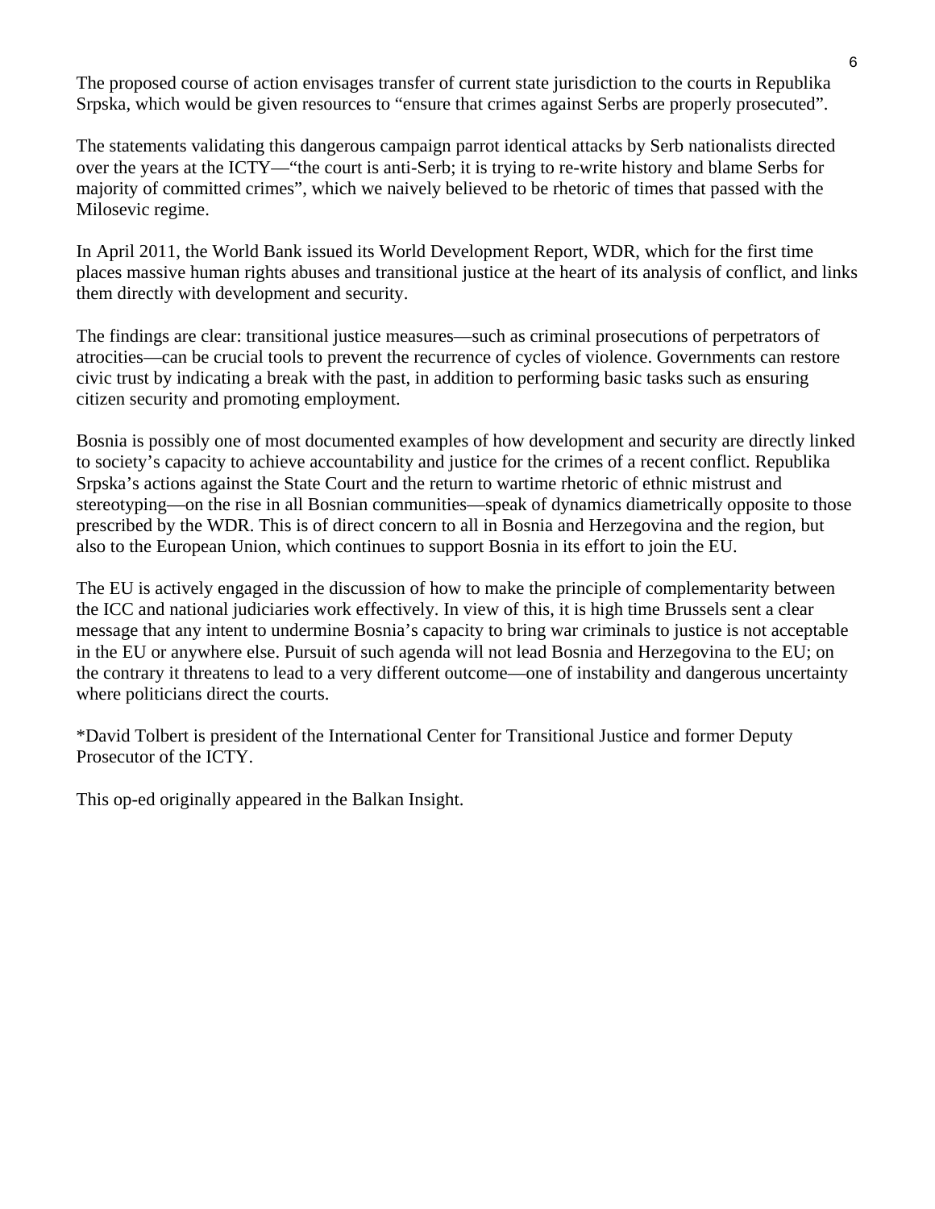The proposed course of action envisages transfer of current state jurisdiction to the courts in Republika Srpska, which would be given resources to "ensure that crimes against Serbs are properly prosecuted".

The statements validating this dangerous campaign parrot identical attacks by Serb nationalists directed over the years at the ICTY—"the court is anti-Serb; it is trying to re-write history and blame Serbs for majority of committed crimes", which we naively believed to be rhetoric of times that passed with the Milosevic regime.

In April 2011, the World Bank issued its World Development Report, WDR, which for the first time places massive human rights abuses and transitional justice at the heart of its analysis of conflict, and links them directly with development and security.

The findings are clear: transitional justice measures—such as criminal prosecutions of perpetrators of atrocities—can be crucial tools to prevent the recurrence of cycles of violence. Governments can restore civic trust by indicating a break with the past, in addition to performing basic tasks such as ensuring citizen security and promoting employment.

Bosnia is possibly one of most documented examples of how development and security are directly linked to society's capacity to achieve accountability and justice for the crimes of a recent conflict. Republika Srpska's actions against the State Court and the return to wartime rhetoric of ethnic mistrust and stereotyping—on the rise in all Bosnian communities—speak of dynamics diametrically opposite to those prescribed by the WDR. This is of direct concern to all in Bosnia and Herzegovina and the region, but also to the European Union, which continues to support Bosnia in its effort to join the EU.

The EU is actively engaged in the discussion of how to make the principle of complementarity between the ICC and national judiciaries work effectively. In view of this, it is high time Brussels sent a clear message that any intent to undermine Bosnia's capacity to bring war criminals to justice is not acceptable in the EU or anywhere else. Pursuit of such agenda will not lead Bosnia and Herzegovina to the EU; on the contrary it threatens to lead to a very different outcome—one of instability and dangerous uncertainty where politicians direct the courts.

*David Tolbert is president of the International Center for Transitional Justice and former Deputy Prosecutor of the ICTY.

This op-ed originally appeared in the Balkan Insight.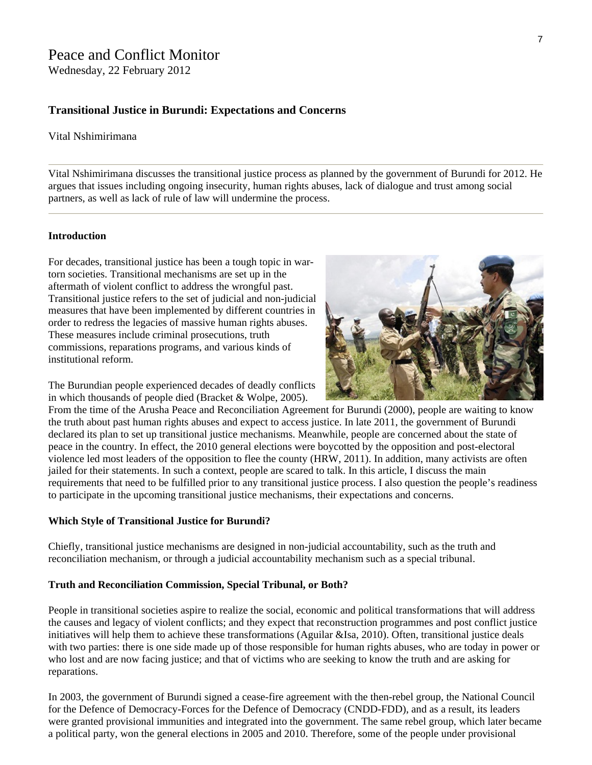Peace and Conflict Monitor
Wednesday, 22 February 2012

## Transitional Justice in Burundi: Expectations and Concerns

Vital Nshimirimana

Vital Nshimirimana discusses the transitional justice process as planned by the government of Burundi for 2012. He argues that issues including ongoing insecurity, human rights abuses, lack of dialogue and trust among social partners, as well as lack of rule of law will undermine the process.

### Introduction

For decades, transitional justice has been a tough topic in war-torn societies. Transitional mechanisms are set up in the aftermath of violent conflict to address the wrongful past. Transitional justice refers to the set of judicial and non-judicial measures that have been implemented by different countries in order to redress the legacies of massive human rights abuses. These measures include criminal prosecutions, truth commissions, reparations programs, and various kinds of institutional reform.

The Burundian people experienced decades of deadly conflicts in which thousands of people died (Bracket & Wolpe, 2005). From the time of the Arusha Peace and Reconciliation Agreement for Burundi (2000), people are waiting to know the truth about past human rights abuses and expect to access justice. In late 2011, the government of Burundi declared its plan to set up transitional justice mechanisms. Meanwhile, people are concerned about the state of peace in the country. In effect, the 2010 general elections were boycotted by the opposition and post-electoral violence led most leaders of the opposition to flee the county (HRW, 2011). In addition, many activists are often jailed for their statements. In such a context, people are scared to talk. In this article, I discuss the main requirements that need to be fulfilled prior to any transitional justice process. I also question the people's readiness to participate in the upcoming transitional justice mechanisms, their expectations and concerns.

### Which Style of Transitional Justice for Burundi?

Chiefly, transitional justice mechanisms are designed in non-judicial accountability, such as the truth and reconciliation mechanism, or through a judicial accountability mechanism such as a special tribunal.

### Truth and Reconciliation Commission, Special Tribunal, or Both?

People in transitional societies aspire to realize the social, economic and political transformations that will address the causes and legacy of violent conflicts; and they expect that reconstruction programmes and post conflict justice initiatives will help them to achieve these transformations (Aguilar &Isa, 2010). Often, transitional justice deals with two parties: there is one side made up of those responsible for human rights abuses, who are today in power or who lost and are now facing justice; and that of victims who are seeking to know the truth and are asking for reparations.

In 2003, the government of Burundi signed a cease-fire agreement with the then-rebel group, the National Council for the Defence of Democracy-Forces for the Defence of Democracy (CNDD-FDD), and as a result, its leaders were granted provisional immunities and integrated into the government. The same rebel group, which later became a political party, won the general elections in 2005 and 2010. Therefore, some of the people under provisional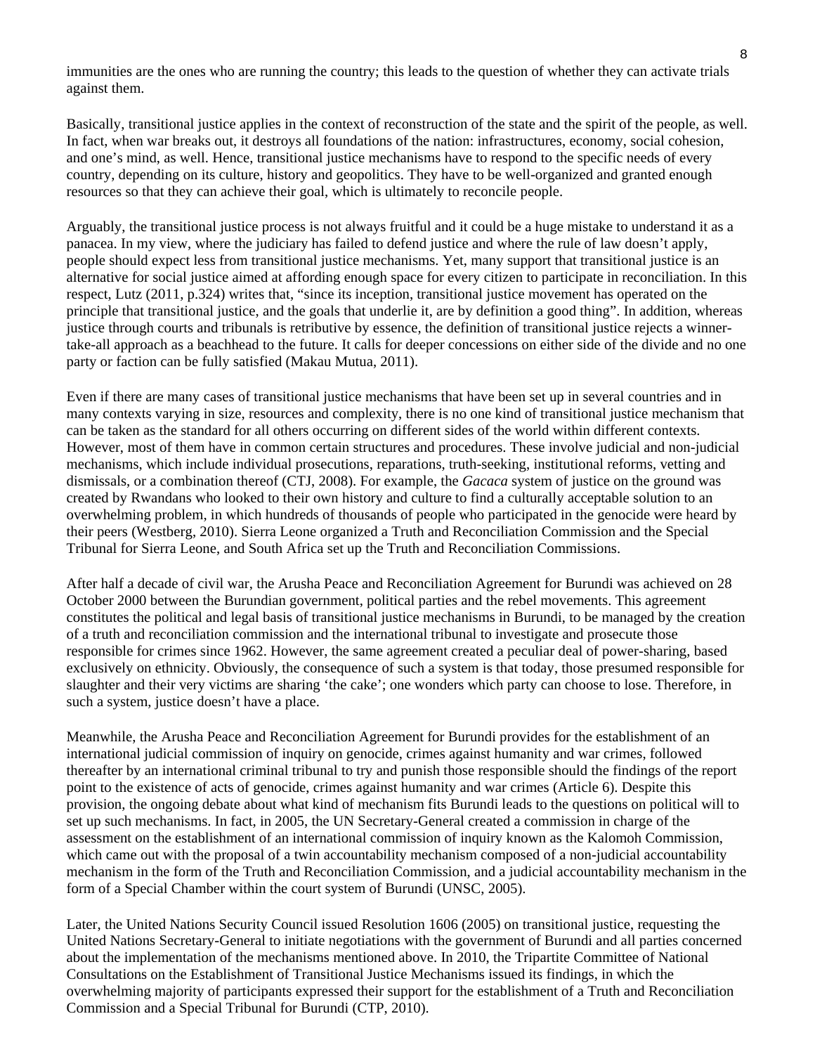immunities are the ones who are running the country; this leads to the question of whether they can activate trials against them.

Basically, transitional justice applies in the context of reconstruction of the state and the spirit of the people, as well. In fact, when war breaks out, it destroys all foundations of the nation: infrastructures, economy, social cohesion, and one's mind, as well. Hence, transitional justice mechanisms have to respond to the specific needs of every country, depending on its culture, history and geopolitics. They have to be well-organized and granted enough resources so that they can achieve their goal, which is ultimately to reconcile people.

Arguably, the transitional justice process is not always fruitful and it could be a huge mistake to understand it as a panacea. In my view, where the judiciary has failed to defend justice and where the rule of law doesn't apply, people should expect less from transitional justice mechanisms. Yet, many support that transitional justice is an alternative for social justice aimed at affording enough space for every citizen to participate in reconciliation. In this respect, Lutz (2011, p.324) writes that, "since its inception, transitional justice movement has operated on the principle that transitional justice, and the goals that underlie it, are by definition a good thing". In addition, whereas justice through courts and tribunals is retributive by essence, the definition of transitional justice rejects a winner-take-all approach as a beachhead to the future. It calls for deeper concessions on either side of the divide and no one party or faction can be fully satisfied (Makau Mutua, 2011).

Even if there are many cases of transitional justice mechanisms that have been set up in several countries and in many contexts varying in size, resources and complexity, there is no one kind of transitional justice mechanism that can be taken as the standard for all others occurring on different sides of the world within different contexts. However, most of them have in common certain structures and procedures. These involve judicial and non-judicial mechanisms, which include individual prosecutions, reparations, truth-seeking, institutional reforms, vetting and dismissals, or a combination thereof (CTJ, 2008). For example, the *Gacaca* system of justice on the ground was created by Rwandans who looked to their own history and culture to find a culturally acceptable solution to an overwhelming problem, in which hundreds of thousands of people who participated in the genocide were heard by their peers (Westberg, 2010). Sierra Leone organized a Truth and Reconciliation Commission and the Special Tribunal for Sierra Leone, and South Africa set up the Truth and Reconciliation Commissions.

After half a decade of civil war, the Arusha Peace and Reconciliation Agreement for Burundi was achieved on 28 October 2000 between the Burundian government, political parties and the rebel movements. This agreement constitutes the political and legal basis of transitional justice mechanisms in Burundi, to be managed by the creation of a truth and reconciliation commission and the international tribunal to investigate and prosecute those responsible for crimes since 1962. However, the same agreement created a peculiar deal of power-sharing, based exclusively on ethnicity. Obviously, the consequence of such a system is that today, those presumed responsible for slaughter and their very victims are sharing 'the cake'; one wonders which party can choose to lose. Therefore, in such a system, justice doesn't have a place.

Meanwhile, the Arusha Peace and Reconciliation Agreement for Burundi provides for the establishment of an international judicial commission of inquiry on genocide, crimes against humanity and war crimes, followed thereafter by an international criminal tribunal to try and punish those responsible should the findings of the report point to the existence of acts of genocide, crimes against humanity and war crimes (Article 6). Despite this provision, the ongoing debate about what kind of mechanism fits Burundi leads to the questions on political will to set up such mechanisms. In fact, in 2005, the UN Secretary-General created a commission in charge of the assessment on the establishment of an international commission of inquiry known as the Kalomoh Commission, which came out with the proposal of a twin accountability mechanism composed of a non-judicial accountability mechanism in the form of the Truth and Reconciliation Commission, and a judicial accountability mechanism in the form of a Special Chamber within the court system of Burundi (UNSC, 2005).

Later, the United Nations Security Council issued Resolution 1606 (2005) on transitional justice, requesting the United Nations Secretary-General to initiate negotiations with the government of Burundi and all parties concerned about the implementation of the mechanisms mentioned above. In 2010, the Tripartite Committee of National Consultations on the Establishment of Transitional Justice Mechanisms issued its findings, in which the overwhelming majority of participants expressed their support for the establishment of a Truth and Reconciliation Commission and a Special Tribunal for Burundi (CTP, 2010).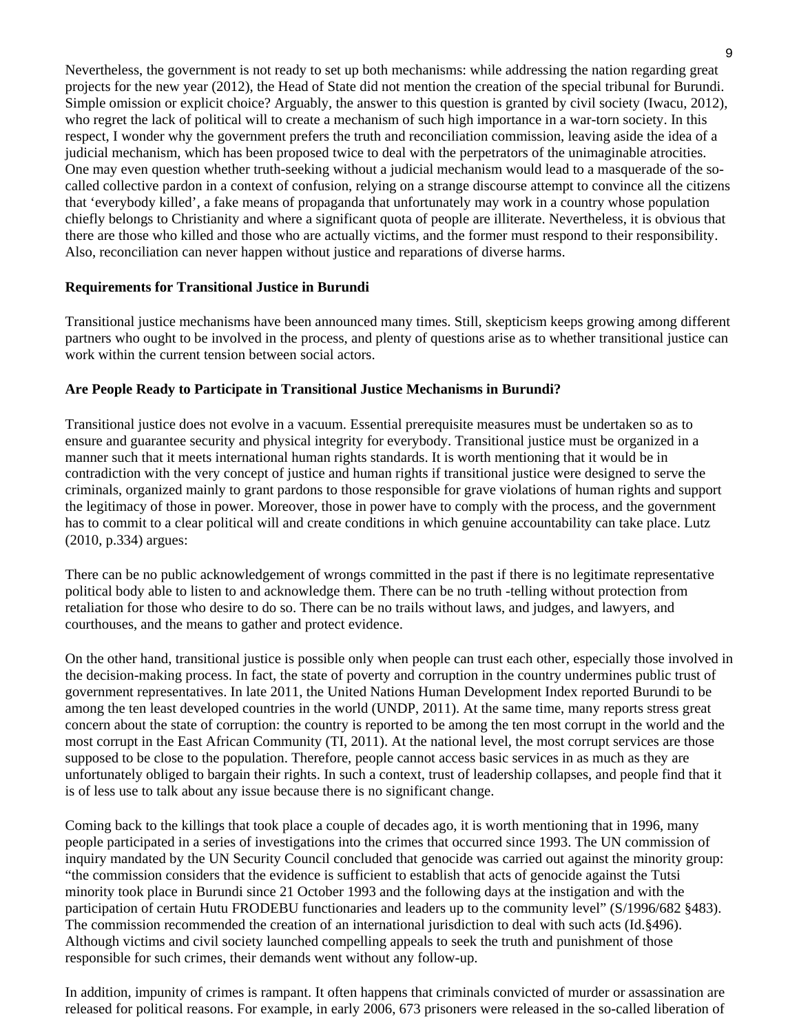Nevertheless, the government is not ready to set up both mechanisms: while addressing the nation regarding great projects for the new year (2012), the Head of State did not mention the creation of the special tribunal for Burundi. Simple omission or explicit choice? Arguably, the answer to this question is granted by civil society (Iwacu, 2012), who regret the lack of political will to create a mechanism of such high importance in a war-torn society. In this respect, I wonder why the government prefers the truth and reconciliation commission, leaving aside the idea of a judicial mechanism, which has been proposed twice to deal with the perpetrators of the unimaginable atrocities. One may even question whether truth-seeking without a judicial mechanism would lead to a masquerade of the so-called collective pardon in a context of confusion, relying on a strange discourse attempt to convince all the citizens that 'everybody killed', a fake means of propaganda that unfortunately may work in a country whose population chiefly belongs to Christianity and where a significant quota of people are illiterate. Nevertheless, it is obvious that there are those who killed and those who are actually victims, and the former must respond to their responsibility. Also, reconciliation can never happen without justice and reparations of diverse harms.

## Requirements for Transitional Justice in Burundi

Transitional justice mechanisms have been announced many times. Still, skepticism keeps growing among different partners who ought to be involved in the process, and plenty of questions arise as to whether transitional justice can work within the current tension between social actors.

### Are People Ready to Participate in Transitional Justice Mechanisms in Burundi?

Transitional justice does not evolve in a vacuum. Essential prerequisite measures must be undertaken so as to ensure and guarantee security and physical integrity for everybody. Transitional justice must be organized in a manner such that it meets international human rights standards. It is worth mentioning that it would be in contradiction with the very concept of justice and human rights if transitional justice were designed to serve the criminals, organized mainly to grant pardons to those responsible for grave violations of human rights and support the legitimacy of those in power. Moreover, those in power have to comply with the process, and the government has to commit to a clear political will and create conditions in which genuine accountability can take place. Lutz (2010, p.334) argues:

There can be no public acknowledgement of wrongs committed in the past if there is no legitimate representative political body able to listen to and acknowledge them. There can be no truth -telling without protection from retaliation for those who desire to do so. There can be no trails without laws, and judges, and lawyers, and courthouses, and the means to gather and protect evidence.

On the other hand, transitional justice is possible only when people can trust each other, especially those involved in the decision-making process. In fact, the state of poverty and corruption in the country undermines public trust of government representatives. In late 2011, the United Nations Human Development Index reported Burundi to be among the ten least developed countries in the world (UNDP, 2011). At the same time, many reports stress great concern about the state of corruption: the country is reported to be among the ten most corrupt in the world and the most corrupt in the East African Community (TI, 2011). At the national level, the most corrupt services are those supposed to be close to the population. Therefore, people cannot access basic services in as much as they are unfortunately obliged to bargain their rights. In such a context, trust of leadership collapses, and people find that it is of less use to talk about any issue because there is no significant change.

Coming back to the killings that took place a couple of decades ago, it is worth mentioning that in 1996, many people participated in a series of investigations into the crimes that occurred since 1993. The UN commission of inquiry mandated by the UN Security Council concluded that genocide was carried out against the minority group: "the commission considers that the evidence is sufficient to establish that acts of genocide against the Tutsi minority took place in Burundi since 21 October 1993 and the following days at the instigation and with the participation of certain Hutu FRODEBU functionaries and leaders up to the community level" (S/1996/682 §483). The commission recommended the creation of an international jurisdiction to deal with such acts (Id.§496). Although victims and civil society launched compelling appeals to seek the truth and punishment of those responsible for such crimes, their demands went without any follow-up.

In addition, impunity of crimes is rampant. It often happens that criminals convicted of murder or assassination are released for political reasons. For example, in early 2006, 673 prisoners were released in the so-called liberation of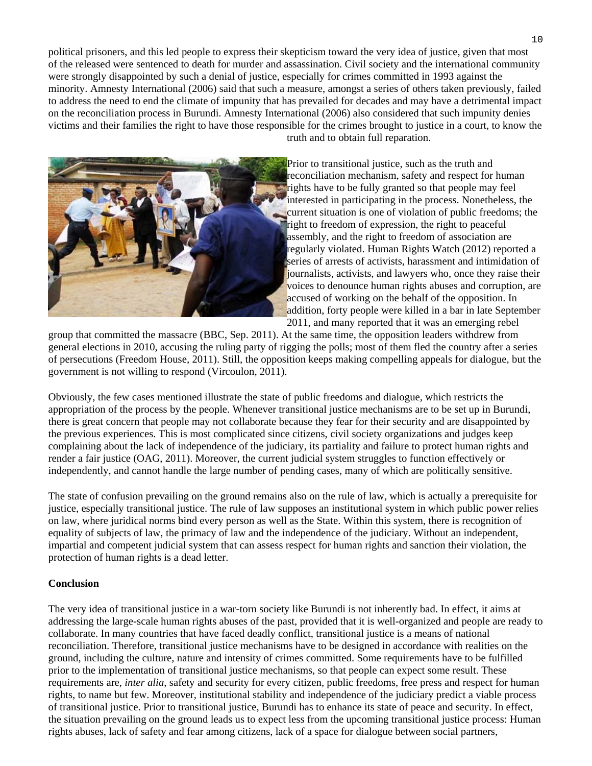political prisoners, and this led people to express their skepticism toward the very idea of justice, given that most of the released were sentenced to death for murder and assassination. Civil society and the international community were strongly disappointed by such a denial of justice, especially for crimes committed in 1993 against the minority. Amnesty International (2006) said that such a measure, amongst a series of others taken previously, failed to address the need to end the climate of impunity that has prevailed for decades and may have a detrimental impact on the reconciliation process in Burundi. Amnesty International (2006) also considered that such impunity denies victims and their families the right to have those responsible for the crimes brought to justice in a court, to know the truth and to obtain full reparation.

Prior to transitional justice, such as the truth and reconciliation mechanism, safety and respect for human rights have to be fully granted so that people may feel interested in participating in the process. Nonetheless, the current situation is one of violation of public freedoms; the right to freedom of expression, the right to peaceful assembly, and the right to freedom of association are regularly violated. Human Rights Watch (2012) reported a series of arrests of activists, harassment and intimidation of journalists, activists, and lawyers who, once they raise their voices to denounce human rights abuses and corruption, are accused of working on the behalf of the opposition. In addition, forty people were killed in a bar in late September 2011, and many reported that it was an emerging rebel group that committed the massacre (BBC, Sep. 2011). At the same time, the opposition leaders withdrew from general elections in 2010, accusing the ruling party of rigging the polls; most of them fled the country after a series of persecutions (Freedom House, 2011). Still, the opposition keeps making compelling appeals for dialogue, but the government is not willing to respond (Vircoulon, 2011).

Obviously, the few cases mentioned illustrate the state of public freedoms and dialogue, which restricts the appropriation of the process by the people. Whenever transitional justice mechanisms are to be set up in Burundi, there is great concern that people may not collaborate because they fear for their security and are disappointed by the previous experiences. This is most complicated since citizens, civil society organizations and judges keep complaining about the lack of independence of the judiciary, its partiality and failure to protect human rights and render a fair justice (OAG, 2011). Moreover, the current judicial system struggles to function effectively or independently, and cannot handle the large number of pending cases, many of which are politically sensitive.

The state of confusion prevailing on the ground remains also on the rule of law, which is actually a prerequisite for justice, especially transitional justice. The rule of law supposes an institutional system in which public power relies on law, where juridical norms bind every person as well as the State. Within this system, there is recognition of equality of subjects of law, the primacy of law and the independence of the judiciary. Without an independent, impartial and competent judicial system that can assess respect for human rights and sanction their violation, the protection of human rights is a dead letter.

## Conclusion

The very idea of transitional justice in a war-torn society like Burundi is not inherently bad. In effect, it aims at addressing the large-scale human rights abuses of the past, provided that it is well-organized and people are ready to collaborate. In many countries that have faced deadly conflict, transitional justice is a means of national reconciliation. Therefore, transitional justice mechanisms have to be designed in accordance with realities on the ground, including the culture, nature and intensity of crimes committed. Some requirements have to be fulfilled prior to the implementation of transitional justice mechanisms, so that people can expect some result. These requirements are, *inter alia*, safety and security for every citizen, public freedoms, free press and respect for human rights, to name but few. Moreover, institutional stability and independence of the judiciary predict a viable process of transitional justice. Prior to transitional justice, Burundi has to enhance its state of peace and security. In effect, the situation prevailing on the ground leads us to expect less from the upcoming transitional justice process: Human rights abuses, lack of safety and fear among citizens, lack of a space for dialogue between social partners,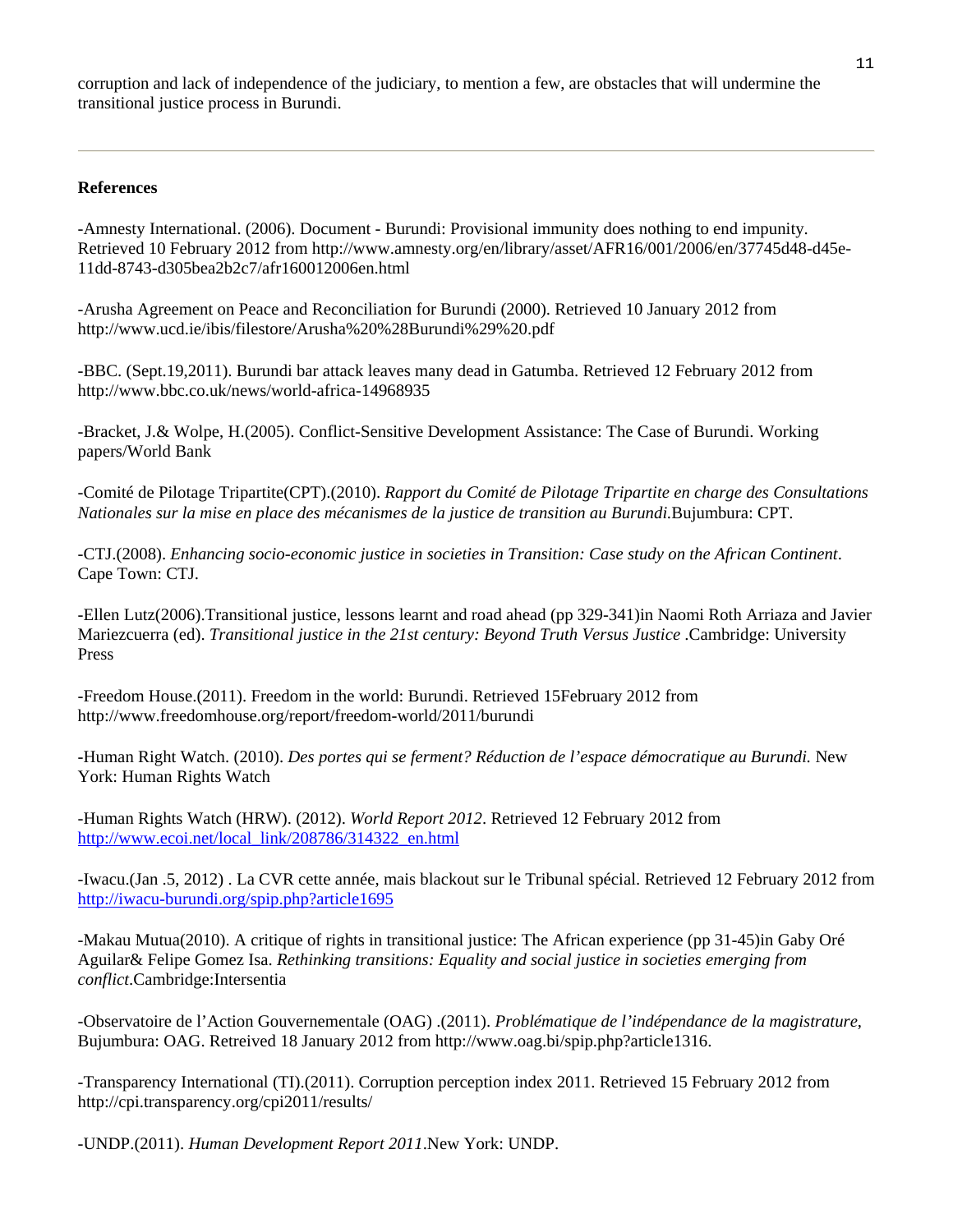corruption and lack of independence of the judiciary, to mention a few, are obstacles that will undermine the transitional justice process in Burundi.

---

**References**

-Amnesty International. (2006). Document - Burundi: Provisional immunity does nothing to end impunity. Retrieved 10 February 2012 from http://www.amnesty.org/en/library/asset/AFR16/001/2006/en/37745d48-d45e-11dd-8743-d305bea2b2c7/afr160012006en.html

-Arusha Agreement on Peace and Reconciliation for Burundi (2000). Retrieved 10 January 2012 from http://www.ucd.ie/ibis/filestore/Arusha%20%28Burundi%29%20.pdf

-BBC. (Sept.19,2011). Burundi bar attack leaves many dead in Gatumba. Retrieved 12 February 2012 from http://www.bbc.co.uk/news/world-africa-14968935

-Bracket, J.& Wolpe, H.(2005). Conflict-Sensitive Development Assistance: The Case of Burundi. Working papers/World Bank

-Comité de Pilotage Tripartite(CPT).(2010). *Rapport du Comité de Pilotage Tripartite en charge des Consultations Nationales sur la mise en place des mécanismes de la justice de transition au Burundi.*Bujumbura: CPT.

-CTJ.(2008). *Enhancing socio-economic justice in societies in Transition: Case study on the African Continent*. Cape Town: CTJ.

-Ellen Lutz(2006).Transitional justice, lessons learnt and road ahead (pp 329-341)in Naomi Roth Arriaza and Javier Mariezcuerra (ed). *Transitional justice in the 21st century: Beyond Truth Versus Justice* .Cambridge: University Press

-Freedom House.(2011). Freedom in the world: Burundi. Retrieved 15February 2012 from http://www.freedomhouse.org/report/freedom-world/2011/burundi

-Human Right Watch. (2010). *Des portes qui se ferment? Réduction de l'espace démocratique au Burundi.* New York: Human Rights Watch

-Human Rights Watch (HRW). (2012). *World Report 2012*. Retrieved 12 February 2012 from http://www.ecoi.net/local_link/208786/314322_en.html

-Iwacu.(Jan .5, 2012) . La CVR cette année, mais blackout sur le Tribunal spécial. Retrieved 12 February 2012 from http://iwacu-burundi.org/spip.php?article1695

-Makau Mutua(2010). A critique of rights in transitional justice: The African experience (pp 31-45)in Gaby Oré Aguilar& Felipe Gomez Isa. *Rethinking transitions: Equality and social justice in societies emerging from conflict*.Cambridge:Intersentia

-Observatoire de l'Action Gouvernementale (OAG) .(2011). *Problématique de l'indépendance de la magistrature*, Bujumbura: OAG. Retreived 18 January 2012 from http://www.oag.bi/spip.php?article1316.

-Transparency International (TI).(2011). Corruption perception index 2011. Retrieved 15 February 2012 from http://cpi.transparency.org/cpi2011/results/

-UNDP.(2011). *Human Development Report 2011*.New York: UNDP.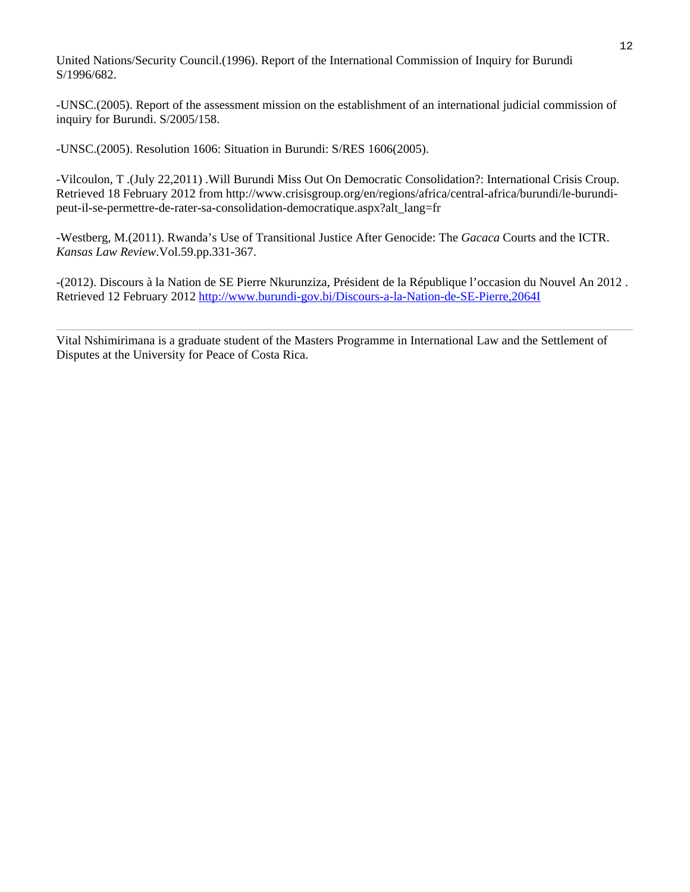United Nations/Security Council.(1996). Report of the International Commission of Inquiry for Burundi S/1996/682.

-UNSC.(2005). Report of the assessment mission on the establishment of an international judicial commission of inquiry for Burundi. S/2005/158.

-UNSC.(2005). Resolution 1606: Situation in Burundi: S/RES 1606(2005).

-Vilcoulon, T .(July 22,2011) .Will Burundi Miss Out On Democratic Consolidation?: International Crisis Croup. Retrieved 18 February 2012 from http://www.crisisgroup.org/en/regions/africa/central-africa/burundi/le-burundi-peut-il-se-permettre-de-rater-sa-consolidation-democratique.aspx?alt_lang=fr

-Westberg, M.(2011). Rwanda's Use of Transitional Justice After Genocide: The *Gacaca* Courts and the ICTR. *Kansas Law Review*.Vol.59.pp.331-367.

-(2012). Discours à la Nation de SE Pierre Nkurunziza, Président de la République l'occasion du Nouvel An 2012 . Retrieved 12 February 2012 http://www.burundi-gov.bi/Discours-a-la-Nation-de-SE-Pierre,2064I

---

Vital Nshimirimana is a graduate student of the Masters Programme in International Law and the Settlement of Disputes at the University for Peace of Costa Rica.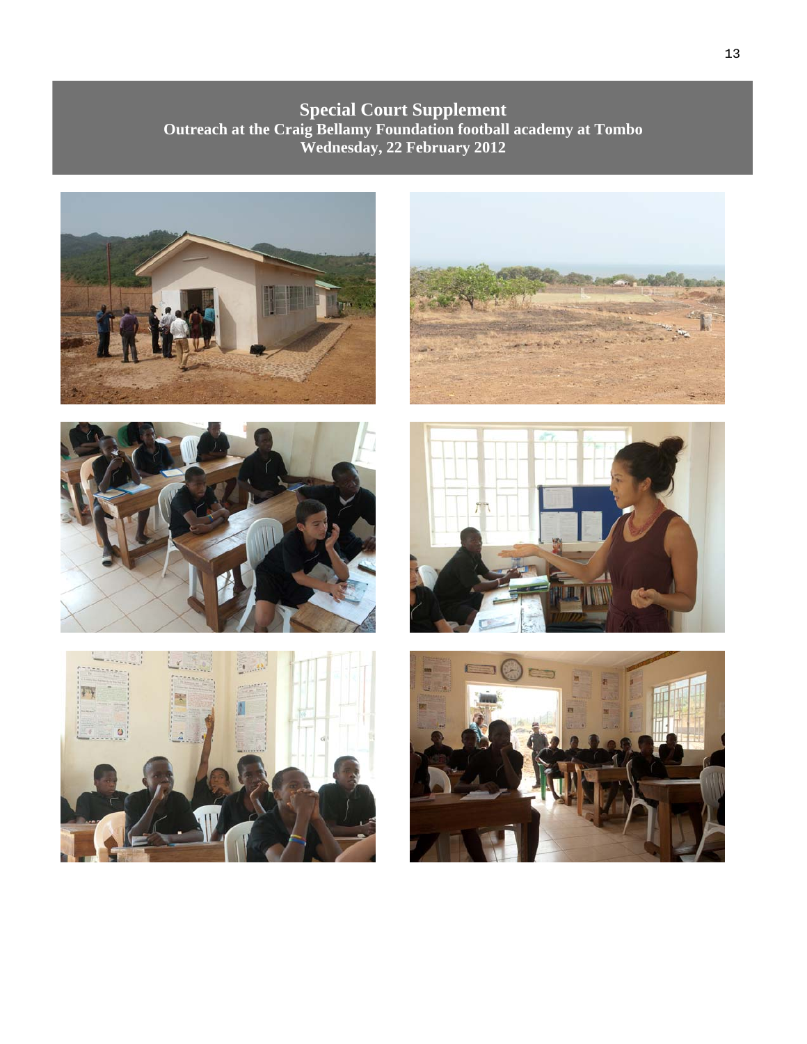# Special Court Supplement

## Outreach at the Craig Bellamy Foundation football academy at Tombo

## Wednesday, 22 February 2012